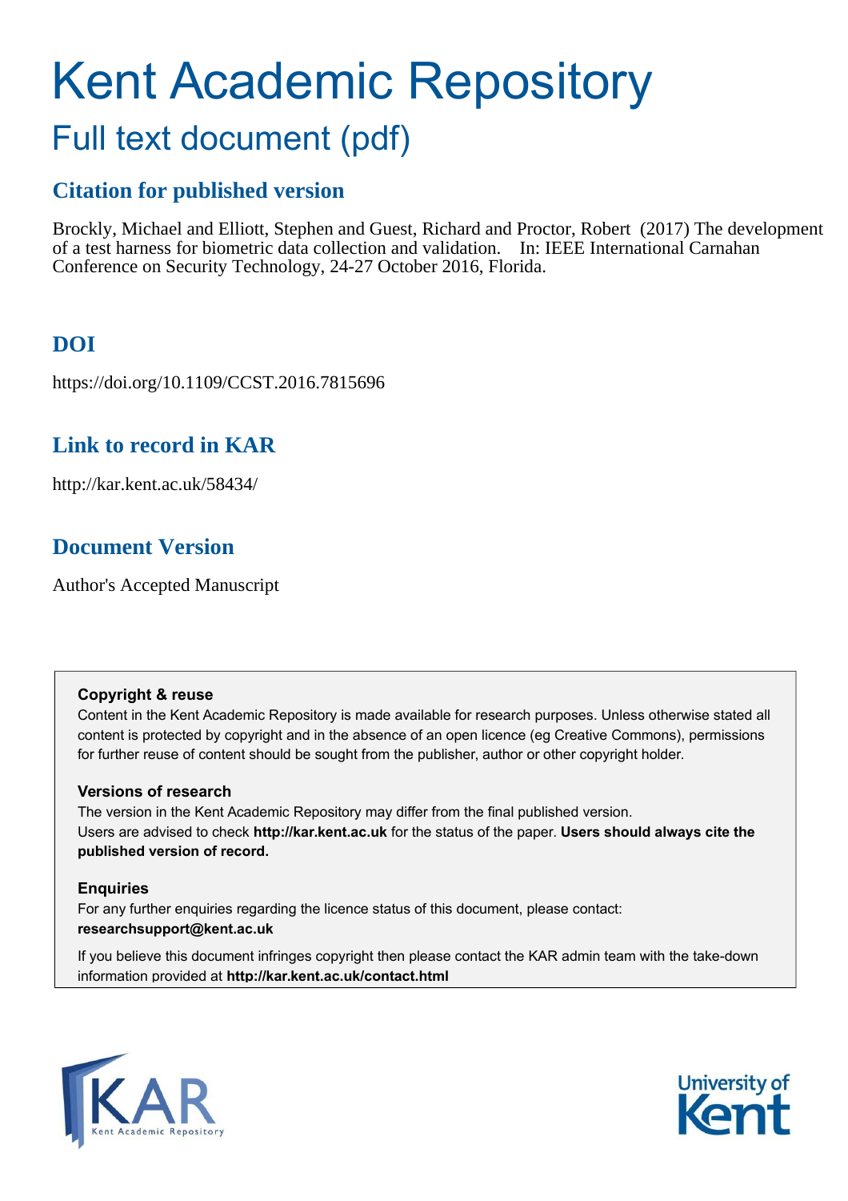# Kent Academic Repository

## Full text document (pdf)

### Citation for published version

Brockly, Michael and Elliott, Stephen and Guest, Richard and Proctor, Robert (2017) The development of a test harness for biometric data collection and validation. In: IEEE International Carnahan Conference on Security Technology, 24-27 October 2016, Florida.

### DOI

https://doi.org/10.1109/CCST.2016.7815696

### Link to record in KAR

http://kar.kent.ac.uk/58434/

### Document Version

Author's Accepted Manuscript

**Copyright & reuse**

Content in the Kent Academic Repository is made available for research purposes. Unless otherwise stated all content is protected by copyright and in the absence of an open licence (eg Creative Commons), permissions for further reuse of content should be sought from the publisher, author or other copyright holder.

**Versions of research**

The version in the Kent Academic Repository may differ from the final published version. Users are advised to check **http://kar.kent.ac.uk** for the status of the paper. **Users should always cite the published version of record.**

**Enquiries**

For any further enquiries regarding the licence status of this document, please contact: **researchsupport@kent.ac.uk**

If you believe this document infringes copyright then please contact the KAR admin team with the take-down information provided at **http://kar.kent.ac.uk/contact.html**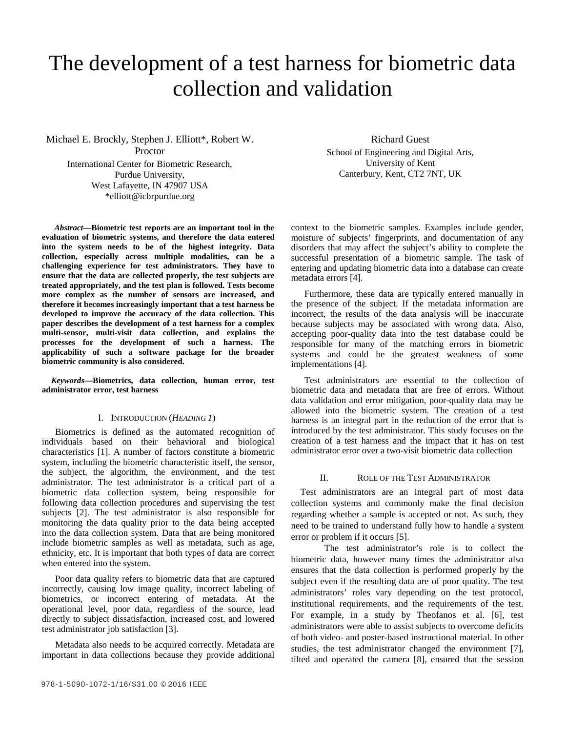# The development of a test harness for biometric data collection and validation

Michael E. Brockly, Stephen J. Elliott*, Robert W. Proctor
International Center for Biometric Research, Purdue University, West Lafayette, IN 47907 USA
*elliott@icbrpurdue.org

Richard Guest
School of Engineering and Digital Arts, University of Kent
Canterbury, Kent, CT2 7NT, UK

***Abstract*—Biometric test reports are an important tool in the evaluation of biometric systems, and therefore the data entered into the system needs to be of the highest integrity. Data collection, especially across multiple modalities, can be a challenging experience for test administrators. They have to ensure that the data are collected properly, the test subjects are treated appropriately, and the test plan is followed. Tests become more complex as the number of sensors are increased, and therefore it becomes increasingly important that a test harness be developed to improve the accuracy of the data collection. This paper describes the development of a test harness for a complex multi-sensor, multi-visit data collection, and explains the processes for the development of such a harness. The applicability of such a software package for the broader biometric community is also considered.**

***Keywords*—Biometrics, data collection, human error, test administrator error, test harness**

## I. Introduction (*Heading 1*)

Biometrics is defined as the automated recognition of individuals based on their behavioral and biological characteristics [1]. A number of factors constitute a biometric system, including the biometric characteristic itself, the sensor, the subject, the algorithm, the environment, and the test administrator. The test administrator is a critical part of a biometric data collection system, being responsible for following data collection procedures and supervising the test subjects [2]. The test administrator is also responsible for monitoring the data quality prior to the data being accepted into the data collection system. Data that are being monitored include biometric samples as well as metadata, such as age, ethnicity, etc. It is important that both types of data are correct when entered into the system.

Poor data quality refers to biometric data that are captured incorrectly, causing low image quality, incorrect labeling of biometrics, or incorrect entering of metadata. At the operational level, poor data, regardless of the source, lead directly to subject dissatisfaction, increased cost, and lowered test administrator job satisfaction [3].

Metadata also needs to be acquired correctly. Metadata are important in data collections because they provide additional context to the biometric samples. Examples include gender, moisture of subjects' fingerprints, and documentation of any disorders that may affect the subject's ability to complete the successful presentation of a biometric sample. The task of entering and updating biometric data into a database can create metadata errors [4].

Furthermore, these data are typically entered manually in the presence of the subject. If the metadata information are incorrect, the results of the data analysis will be inaccurate because subjects may be associated with wrong data. Also, accepting poor-quality data into the test database could be responsible for many of the matching errors in biometric systems and could be the greatest weakness of some implementations [4].

Test administrators are essential to the collection of biometric data and metadata that are free of errors. Without data validation and error mitigation, poor-quality data may be allowed into the biometric system. The creation of a test harness is an integral part in the reduction of the error that is introduced by the test administrator. This study focuses on the creation of a test harness and the impact that it has on test administrator error over a two-visit biometric data collection

## II. Role of the Test Administrator

Test administrators are an integral part of most data collection systems and commonly make the final decision regarding whether a sample is accepted or not. As such, they need to be trained to understand fully how to handle a system error or problem if it occurs [5].

The test administrator's role is to collect the biometric data, however many times the administrator also ensures that the data collection is performed properly by the subject even if the resulting data are of poor quality. The test administrators' roles vary depending on the test protocol, institutional requirements, and the requirements of the test. For example, in a study by Theofanos et al. [6], test administrators were able to assist subjects to overcome deficits of both video- and poster-based instructional material. In other studies, the test administrator changed the environment [7], tilted and operated the camera [8], ensured that the session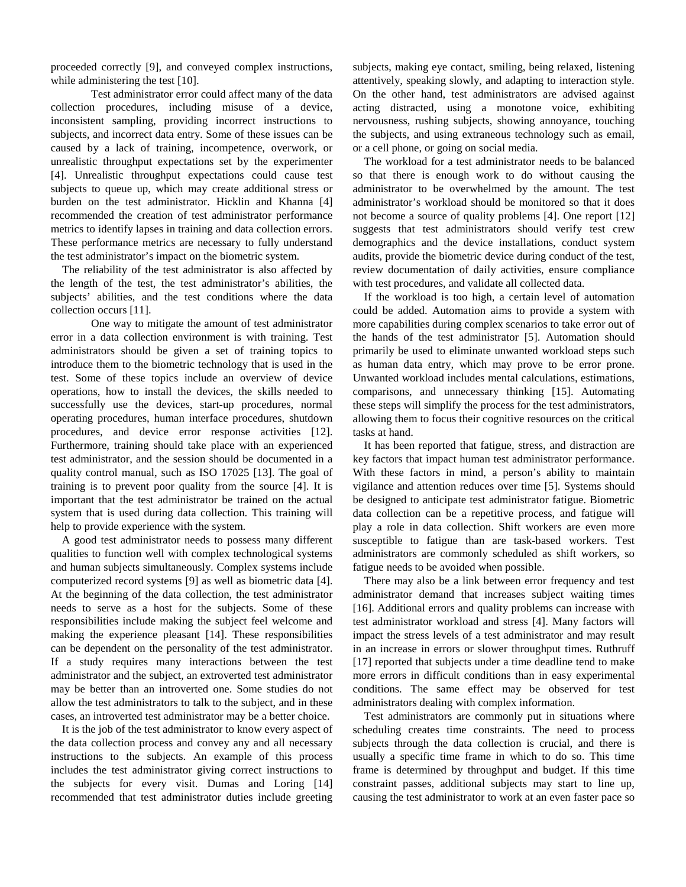proceeded correctly [9], and conveyed complex instructions, while administering the test [10].

Test administrator error could affect many of the data collection procedures, including misuse of a device, inconsistent sampling, providing incorrect instructions to subjects, and incorrect data entry. Some of these issues can be caused by a lack of training, incompetence, overwork, or unrealistic throughput expectations set by the experimenter [4]. Unrealistic throughput expectations could cause test subjects to queue up, which may create additional stress or burden on the test administrator. Hicklin and Khanna [4] recommended the creation of test administrator performance metrics to identify lapses in training and data collection errors. These performance metrics are necessary to fully understand the test administrator's impact on the biometric system.

The reliability of the test administrator is also affected by the length of the test, the test administrator's abilities, the subjects' abilities, and the test conditions where the data collection occurs [11].

One way to mitigate the amount of test administrator error in a data collection environment is with training. Test administrators should be given a set of training topics to introduce them to the biometric technology that is used in the test. Some of these topics include an overview of device operations, how to install the devices, the skills needed to successfully use the devices, start-up procedures, normal operating procedures, human interface procedures, shutdown procedures, and device error response activities [12]. Furthermore, training should take place with an experienced test administrator, and the session should be documented in a quality control manual, such as ISO 17025 [13]. The goal of training is to prevent poor quality from the source [4]. It is important that the test administrator be trained on the actual system that is used during data collection. This training will help to provide experience with the system.

A good test administrator needs to possess many different qualities to function well with complex technological systems and human subjects simultaneously. Complex systems include computerized record systems [9] as well as biometric data [4]. At the beginning of the data collection, the test administrator needs to serve as a host for the subjects. Some of these responsibilities include making the subject feel welcome and making the experience pleasant [14]. These responsibilities can be dependent on the personality of the test administrator. If a study requires many interactions between the test administrator and the subject, an extroverted test administrator may be better than an introverted one. Some studies do not allow the test administrators to talk to the subject, and in these cases, an introverted test administrator may be a better choice.

It is the job of the test administrator to know every aspect of the data collection process and convey any and all necessary instructions to the subjects. An example of this process includes the test administrator giving correct instructions to the subjects for every visit. Dumas and Loring [14] recommended that test administrator duties include greeting subjects, making eye contact, smiling, being relaxed, listening attentively, speaking slowly, and adapting to interaction style. On the other hand, test administrators are advised against acting distracted, using a monotone voice, exhibiting nervousness, rushing subjects, showing annoyance, touching the subjects, and using extraneous technology such as email, or a cell phone, or going on social media.

The workload for a test administrator needs to be balanced so that there is enough work to do without causing the administrator to be overwhelmed by the amount. The test administrator's workload should be monitored so that it does not become a source of quality problems [4]. One report [12] suggests that test administrators should verify test crew demographics and the device installations, conduct system audits, provide the biometric device during conduct of the test, review documentation of daily activities, ensure compliance with test procedures, and validate all collected data.

If the workload is too high, a certain level of automation could be added. Automation aims to provide a system with more capabilities during complex scenarios to take error out of the hands of the test administrator [5]. Automation should primarily be used to eliminate unwanted workload steps such as human data entry, which may prove to be error prone. Unwanted workload includes mental calculations, estimations, comparisons, and unnecessary thinking [15]. Automating these steps will simplify the process for the test administrators, allowing them to focus their cognitive resources on the critical tasks at hand.

It has been reported that fatigue, stress, and distraction are key factors that impact human test administrator performance. With these factors in mind, a person's ability to maintain vigilance and attention reduces over time [5]. Systems should be designed to anticipate test administrator fatigue. Biometric data collection can be a repetitive process, and fatigue will play a role in data collection. Shift workers are even more susceptible to fatigue than are task-based workers. Test administrators are commonly scheduled as shift workers, so fatigue needs to be avoided when possible.

There may also be a link between error frequency and test administrator demand that increases subject waiting times [16]. Additional errors and quality problems can increase with test administrator workload and stress [4]. Many factors will impact the stress levels of a test administrator and may result in an increase in errors or slower throughput times. Ruthruff [17] reported that subjects under a time deadline tend to make more errors in difficult conditions than in easy experimental conditions. The same effect may be observed for test administrators dealing with complex information.

Test administrators are commonly put in situations where scheduling creates time constraints. The need to process subjects through the data collection is crucial, and there is usually a specific time frame in which to do so. This time frame is determined by throughput and budget. If this time constraint passes, additional subjects may start to line up, causing the test administrator to work at an even faster pace so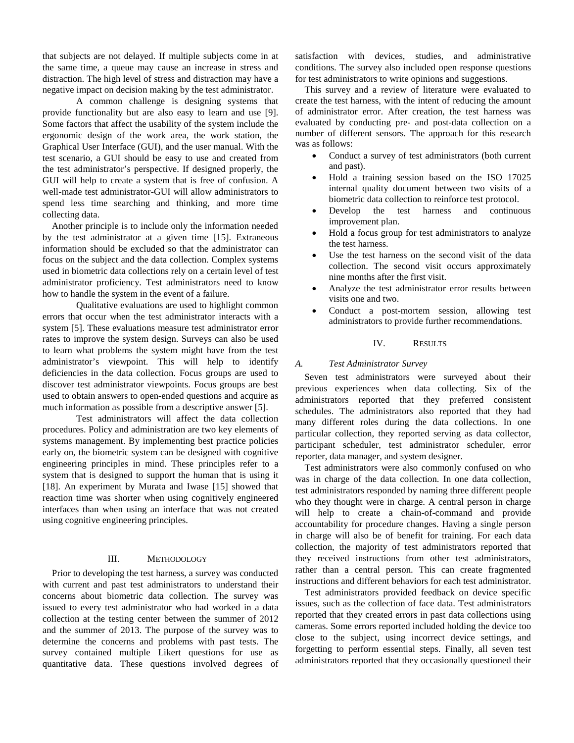that subjects are not delayed. If multiple subjects come in at the same time, a queue may cause an increase in stress and distraction. The high level of stress and distraction may have a negative impact on decision making by the test administrator.

A common challenge is designing systems that provide functionality but are also easy to learn and use [9]. Some factors that affect the usability of the system include the ergonomic design of the work area, the work station, the Graphical User Interface (GUI), and the user manual. With the test scenario, a GUI should be easy to use and created from the test administrator's perspective. If designed properly, the GUI will help to create a system that is free of confusion. A well-made test administrator-GUI will allow administrators to spend less time searching and thinking, and more time collecting data.

Another principle is to include only the information needed by the test administrator at a given time [15]. Extraneous information should be excluded so that the administrator can focus on the subject and the data collection. Complex systems used in biometric data collections rely on a certain level of test administrator proficiency. Test administrators need to know how to handle the system in the event of a failure.

Qualitative evaluations are used to highlight common errors that occur when the test administrator interacts with a system [5]. These evaluations measure test administrator error rates to improve the system design. Surveys can also be used to learn what problems the system might have from the test administrator's viewpoint. This will help to identify deficiencies in the data collection. Focus groups are used to discover test administrator viewpoints. Focus groups are best used to obtain answers to open-ended questions and acquire as much information as possible from a descriptive answer [5].

Test administrators will affect the data collection procedures. Policy and administration are two key elements of systems management. By implementing best practice policies early on, the biometric system can be designed with cognitive engineering principles in mind. These principles refer to a system that is designed to support the human that is using it [18]. An experiment by Murata and Iwase [15] showed that reaction time was shorter when using cognitively engineered interfaces than when using an interface that was not created using cognitive engineering principles.

## III. Methodology

Prior to developing the test harness, a survey was conducted with current and past test administrators to understand their concerns about biometric data collection. The survey was issued to every test administrator who had worked in a data collection at the testing center between the summer of 2012 and the summer of 2013. The purpose of the survey was to determine the concerns and problems with past tests. The survey contained multiple Likert questions for use as quantitative data. These questions involved degrees of satisfaction with devices, studies, and administrative conditions. The survey also included open response questions for test administrators to write opinions and suggestions.

This survey and a review of literature were evaluated to create the test harness, with the intent of reducing the amount of administrator error. After creation, the test harness was evaluated by conducting pre- and post-data collection on a number of different sensors. The approach for this research was as follows:

- Conduct a survey of test administrators (both current and past).
- Hold a training session based on the ISO 17025 internal quality document between two visits of a biometric data collection to reinforce test protocol.
- Develop the test harness and continuous improvement plan.
- Hold a focus group for test administrators to analyze the test harness.
- Use the test harness on the second visit of the data collection. The second visit occurs approximately nine months after the first visit.
- Analyze the test administrator error results between visits one and two.
- Conduct a post-mortem session, allowing test administrators to provide further recommendations.

## IV. Results

### *A. Test Administrator Survey*

Seven test administrators were surveyed about their previous experiences when data collecting. Six of the administrators reported that they preferred consistent schedules. The administrators also reported that they had many different roles during the data collections. In one particular collection, they reported serving as data collector, participant scheduler, test administrator scheduler, error reporter, data manager, and system designer.

Test administrators were also commonly confused on who was in charge of the data collection. In one data collection, test administrators responded by naming three different people who they thought were in charge. A central person in charge will help to create a chain-of-command and provide accountability for procedure changes. Having a single person in charge will also be of benefit for training. For each data collection, the majority of test administrators reported that they received instructions from other test administrators, rather than a central person. This can create fragmented instructions and different behaviors for each test administrator.

Test administrators provided feedback on device specific issues, such as the collection of face data. Test administrators reported that they created errors in past data collections using cameras. Some errors reported included holding the device too close to the subject, using incorrect device settings, and forgetting to perform essential steps. Finally, all seven test administrators reported that they occasionally questioned their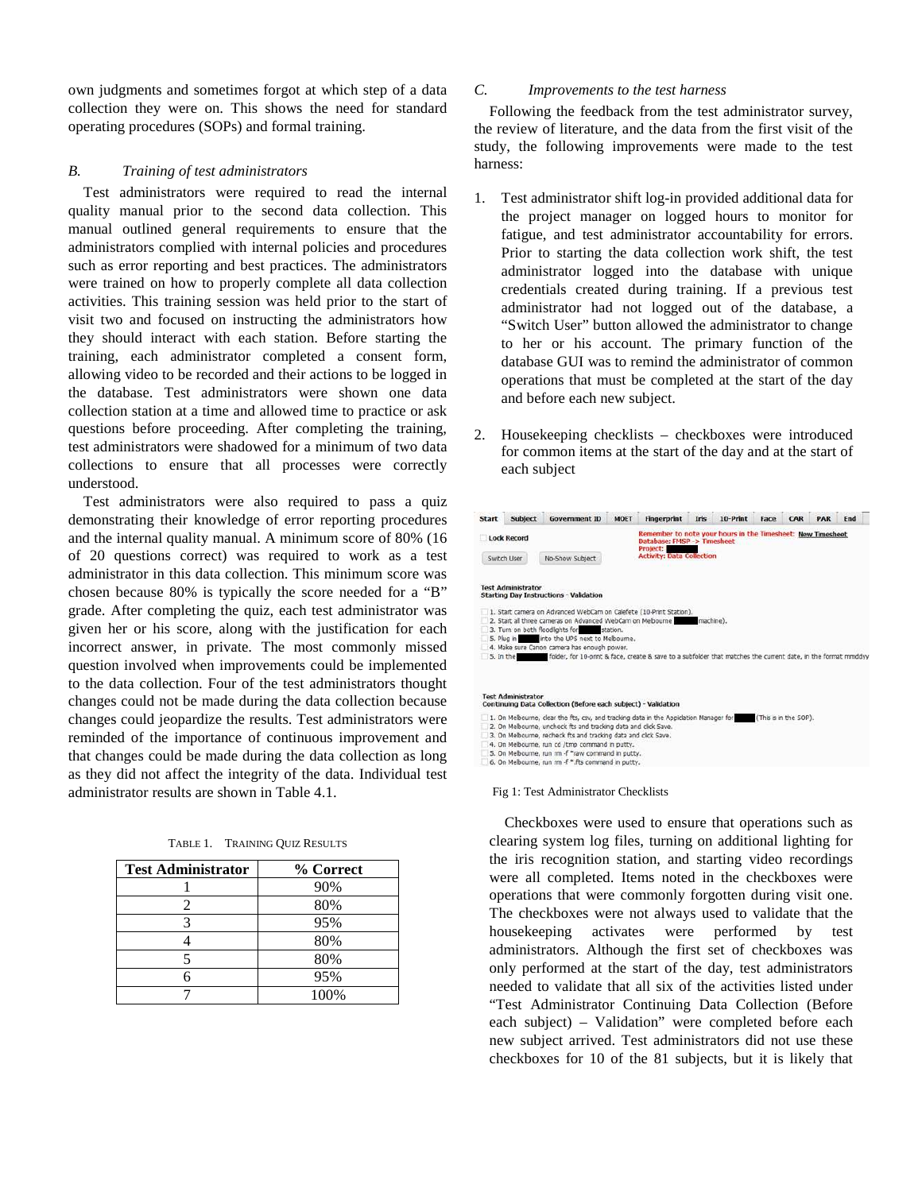own judgments and sometimes forgot at which step of a data collection they were on. This shows the need for standard operating procedures (SOPs) and formal training.

### *B. Training of test administrators*

Test administrators were required to read the internal quality manual prior to the second data collection. This manual outlined general requirements to ensure that the administrators complied with internal policies and procedures such as error reporting and best practices. The administrators were trained on how to properly complete all data collection activities. This training session was held prior to the start of visit two and focused on instructing the administrators how they should interact with each station. Before starting the training, each administrator completed a consent form, allowing video to be recorded and their actions to be logged in the database. Test administrators were shown one data collection station at a time and allowed time to practice or ask questions before proceeding. After completing the training, test administrators were shadowed for a minimum of two data collections to ensure that all processes were correctly understood.

Test administrators were also required to pass a quiz demonstrating their knowledge of error reporting procedures and the internal quality manual. A minimum score of 80% (16 of 20 questions correct) was required to work as a test administrator in this data collection. This minimum score was chosen because 80% is typically the score needed for a "B" grade. After completing the quiz, each test administrator was given her or his score, along with the justification for each incorrect answer, in private. The most commonly missed question involved when improvements could be implemented to the data collection. Four of the test administrators thought changes could not be made during the data collection because changes could jeopardize the results. Test administrators were reminded of the importance of continuous improvement and that changes could be made during the data collection as long as they did not affect the integrity of the data. Individual test administrator results are shown in Table 4.1.

TABLE 1. TRAINING QUIZ RESULTS

| Test Administrator | % Correct |
|---|---|
| 1 | 90% |
| 2 | 80% |
| 3 | 95% |
| 4 | 80% |
| 5 | 80% |
| 6 | 95% |
| 7 | 100% |

### *C. Improvements to the test harness*

Following the feedback from the test administrator survey, the review of literature, and the data from the first visit of the study, the following improvements were made to the test harness:

1. Test administrator shift log-in provided additional data for the project manager on logged hours to monitor for fatigue, and test administrator accountability for errors. Prior to starting the data collection work shift, the test administrator logged into the database with unique credentials created during training. If a previous test administrator had not logged out of the database, a "Switch User" button allowed the administrator to change to her or his account. The primary function of the database GUI was to remind the administrator of common operations that must be completed at the start of the day and before each new subject.

2. Housekeeping checklists – checkboxes were introduced for common items at the start of the day and at the start of each subject

Fig 1: Test Administrator Checklists

Checkboxes were used to ensure that operations such as clearing system log files, turning on additional lighting for the iris recognition station, and starting video recordings were all completed. Items noted in the checkboxes were operations that were commonly forgotten during visit one. The checkboxes were not always used to validate that the housekeeping activates were performed by test administrators. Although the first set of checkboxes was only performed at the start of the day, test administrators needed to validate that all six of the activities listed under "Test Administrator Continuing Data Collection (Before each subject) – Validation" were completed before each new subject arrived. Test administrators did not use these checkboxes for 10 of the 81 subjects, but it is likely that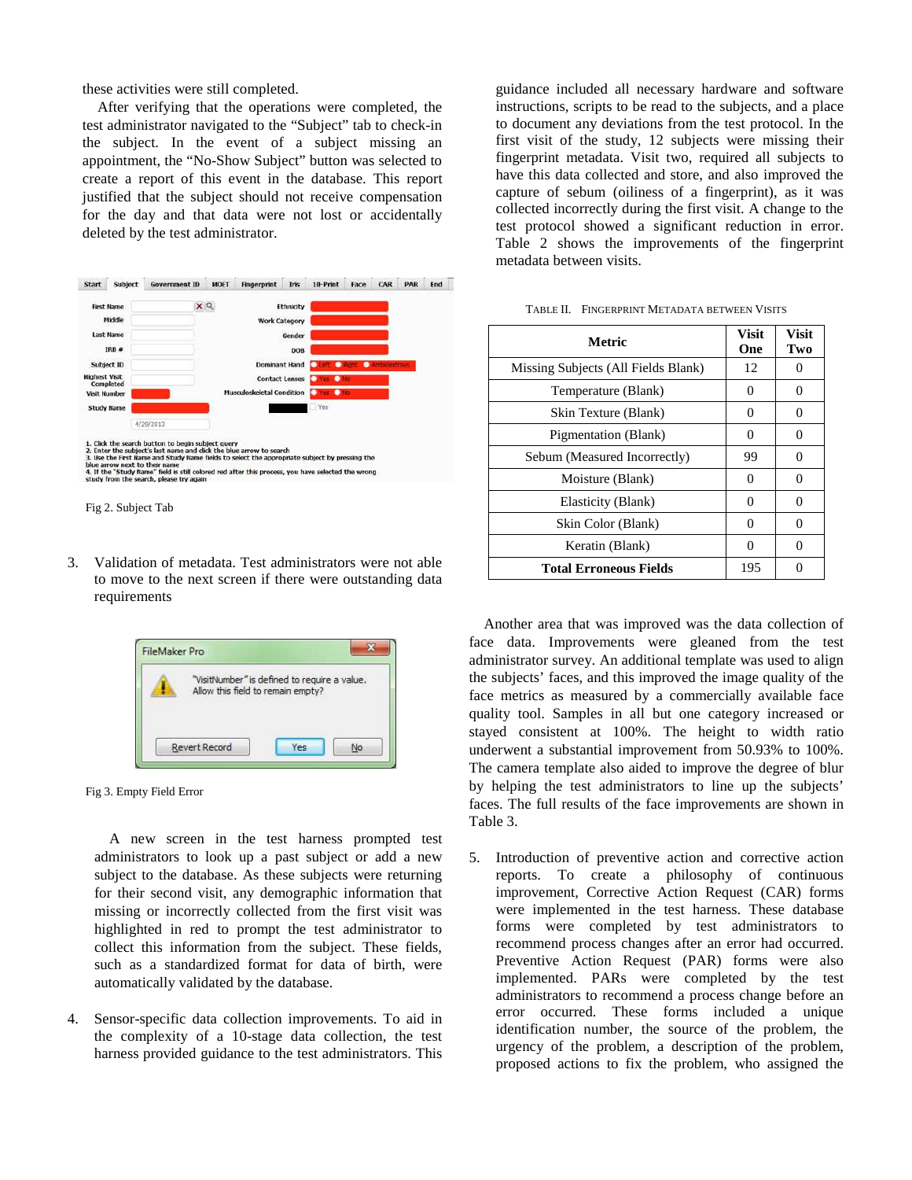these activities were still completed.

After verifying that the operations were completed, the test administrator navigated to the "Subject" tab to check-in the subject. In the event of a subject missing an appointment, the "No-Show Subject" button was selected to create a report of this event in the database. This report justified that the subject should not receive compensation for the day and that data were not lost or accidentally deleted by the test administrator.

Fig 2. Subject Tab

3. Validation of metadata. Test administrators were not able to move to the next screen if there were outstanding data requirements

Fig 3. Empty Field Error

A new screen in the test harness prompted test administrators to look up a past subject or add a new subject to the database. As these subjects were returning for their second visit, any demographic information that missing or incorrectly collected from the first visit was highlighted in red to prompt the test administrator to collect this information from the subject. These fields, such as a standardized format for data of birth, were automatically validated by the database.

4. Sensor-specific data collection improvements. To aid in the complexity of a 10-stage data collection, the test harness provided guidance to the test administrators. This guidance included all necessary hardware and software instructions, scripts to be read to the subjects, and a place to document any deviations from the test protocol. In the first visit of the study, 12 subjects were missing their fingerprint metadata. Visit two, required all subjects to have this data collected and store, and also improved the capture of sebum (oiliness of a fingerprint), as it was collected incorrectly during the first visit. A change to the test protocol showed a significant reduction in error. Table 2 shows the improvements of the fingerprint metadata between visits.

TABLE II. FINGERPRINT METADATA BETWEEN VISITS

| Metric | Visit One | Visit Two |
|---|---|---|
| Missing Subjects (All Fields Blank) | 12 | 0 |
| Temperature (Blank) | 0 | 0 |
| Skin Texture (Blank) | 0 | 0 |
| Pigmentation (Blank) | 0 | 0 |
| Sebum (Measured Incorrectly) | 99 | 0 |
| Moisture (Blank) | 0 | 0 |
| Elasticity (Blank) | 0 | 0 |
| Skin Color (Blank) | 0 | 0 |
| Keratin (Blank) | 0 | 0 |
| **Total Erroneous Fields** | 195 | 0 |

Another area that was improved was the data collection of face data. Improvements were gleaned from the test administrator survey. An additional template was used to align the subjects' faces, and this improved the image quality of the face metrics as measured by a commercially available face quality tool. Samples in all but one category increased or stayed consistent at 100%. The height to width ratio underwent a substantial improvement from 50.93% to 100%. The camera template also aided to improve the degree of blur by helping the test administrators to line up the subjects' faces. The full results of the face improvements are shown in Table 3.

5. Introduction of preventive action and corrective action reports. To create a philosophy of continuous improvement, Corrective Action Request (CAR) forms were implemented in the test harness. These database forms were completed by test administrators to recommend process changes after an error had occurred. Preventive Action Request (PAR) forms were also implemented. PARs were completed by the test administrators to recommend a process change before an error occurred. These forms included a unique identification number, the source of the problem, the urgency of the problem, a description of the problem, proposed actions to fix the problem, who assigned the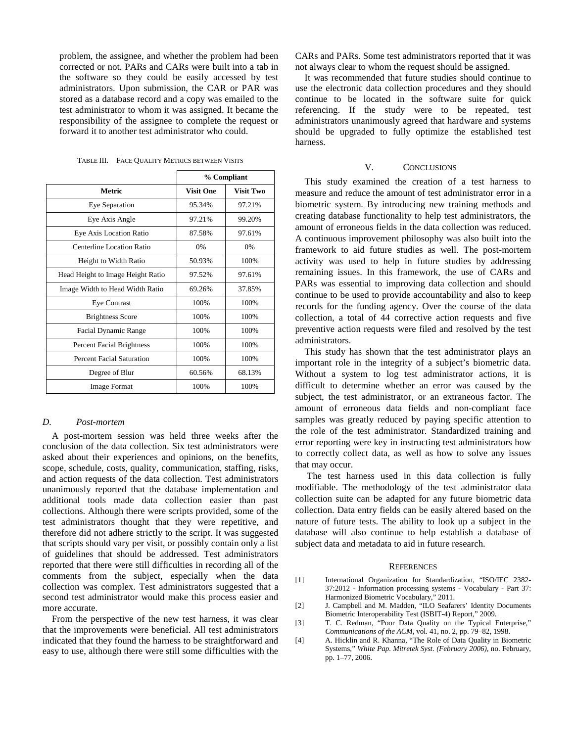problem, the assignee, and whether the problem had been corrected or not. PARs and CARs were built into a tab in the software so they could be easily accessed by test administrators. Upon submission, the CAR or PAR was stored as a database record and a copy was emailed to the test administrator to whom it was assigned. It became the responsibility of the assignee to complete the request or forward it to another test administrator who could.

TABLE III. FACE QUALITY METRICS BETWEEN VISITS

| | % Compliant | |
|---|---|---|
| **Metric** | **Visit One** | **Visit Two** |
| Eye Separation | 95.34% | 97.21% |
| Eye Axis Angle | 97.21% | 99.20% |
| Eye Axis Location Ratio | 87.58% | 97.61% |
| Centerline Location Ratio | 0% | 0% |
| Height to Width Ratio | 50.93% | 100% |
| Head Height to Image Height Ratio | 97.52% | 97.61% |
| Image Width to Head Width Ratio | 69.26% | 37.85% |
| Eye Contrast | 100% | 100% |
| Brightness Score | 100% | 100% |
| Facial Dynamic Range | 100% | 100% |
| Percent Facial Brightness | 100% | 100% |
| Percent Facial Saturation | 100% | 100% |
| Degree of Blur | 60.56% | 68.13% |
| Image Format | 100% | 100% |

### *D. Post-mortem*

A post-mortem session was held three weeks after the conclusion of the data collection. Six test administrators were asked about their experiences and opinions, on the benefits, scope, schedule, costs, quality, communication, staffing, risks, and action requests of the data collection. Test administrators unanimously reported that the database implementation and additional tools made data collection easier than past collections. Although there were scripts provided, some of the test administrators thought that they were repetitive, and therefore did not adhere strictly to the script. It was suggested that scripts should vary per visit, or possibly contain only a list of guidelines that should be addressed. Test administrators reported that there were still difficulties in recording all of the comments from the subject, especially when the data collection was complex. Test administrators suggested that a second test administrator would make this process easier and more accurate.

From the perspective of the new test harness, it was clear that the improvements were beneficial. All test administrators indicated that they found the harness to be straightforward and easy to use, although there were still some difficulties with the CARs and PARs. Some test administrators reported that it was not always clear to whom the request should be assigned.

It was recommended that future studies should continue to use the electronic data collection procedures and they should continue to be located in the software suite for quick referencing. If the study were to be repeated, test administrators unanimously agreed that hardware and systems should be upgraded to fully optimize the established test harness.

## V. CONCLUSIONS

This study examined the creation of a test harness to measure and reduce the amount of test administrator error in a biometric system. By introducing new training methods and creating database functionality to help test administrators, the amount of erroneous fields in the data collection was reduced. A continuous improvement philosophy was also built into the framework to aid future studies as well. The post-mortem activity was used to help in future studies by addressing remaining issues. In this framework, the use of CARs and PARs was essential to improving data collection and should continue to be used to provide accountability and also to keep records for the funding agency. Over the course of the data collection, a total of 44 corrective action requests and five preventive action requests were filed and resolved by the test administrators.

This study has shown that the test administrator plays an important role in the integrity of a subject's biometric data. Without a system to log test administrator actions, it is difficult to determine whether an error was caused by the subject, the test administrator, or an extraneous factor. The amount of erroneous data fields and non-compliant face samples was greatly reduced by paying specific attention to the role of the test administrator. Standardized training and error reporting were key in instructing test administrators how to correctly collect data, as well as how to solve any issues that may occur.

The test harness used in this data collection is fully modifiable. The methodology of the test administrator data collection suite can be adapted for any future biometric data collection. Data entry fields can be easily altered based on the nature of future tests. The ability to look up a subject in the database will also continue to help establish a database of subject data and metadata to aid in future research.

## REFERENCES

[1] International Organization for Standardization, "ISO/IEC 2382-37:2012 - Information processing systems - Vocabulary - Part 37: Harmonized Biometric Vocabulary," 2011.

[2] J. Campbell and M. Madden, "ILO Seafarers' Identity Documents Biometric Interoperability Test (ISBIT-4) Report," 2009.

[3] T. C. Redman, "Poor Data Quality on the Typical Enterprise," *Communications of the ACM*, vol. 41, no. 2, pp. 79–82, 1998.

[4] A. Hicklin and R. Khanna, "The Role of Data Quality in Biometric Systems," *White Pap. Mitretek Syst. (February 2006)*, no. February, pp. 1–77, 2006.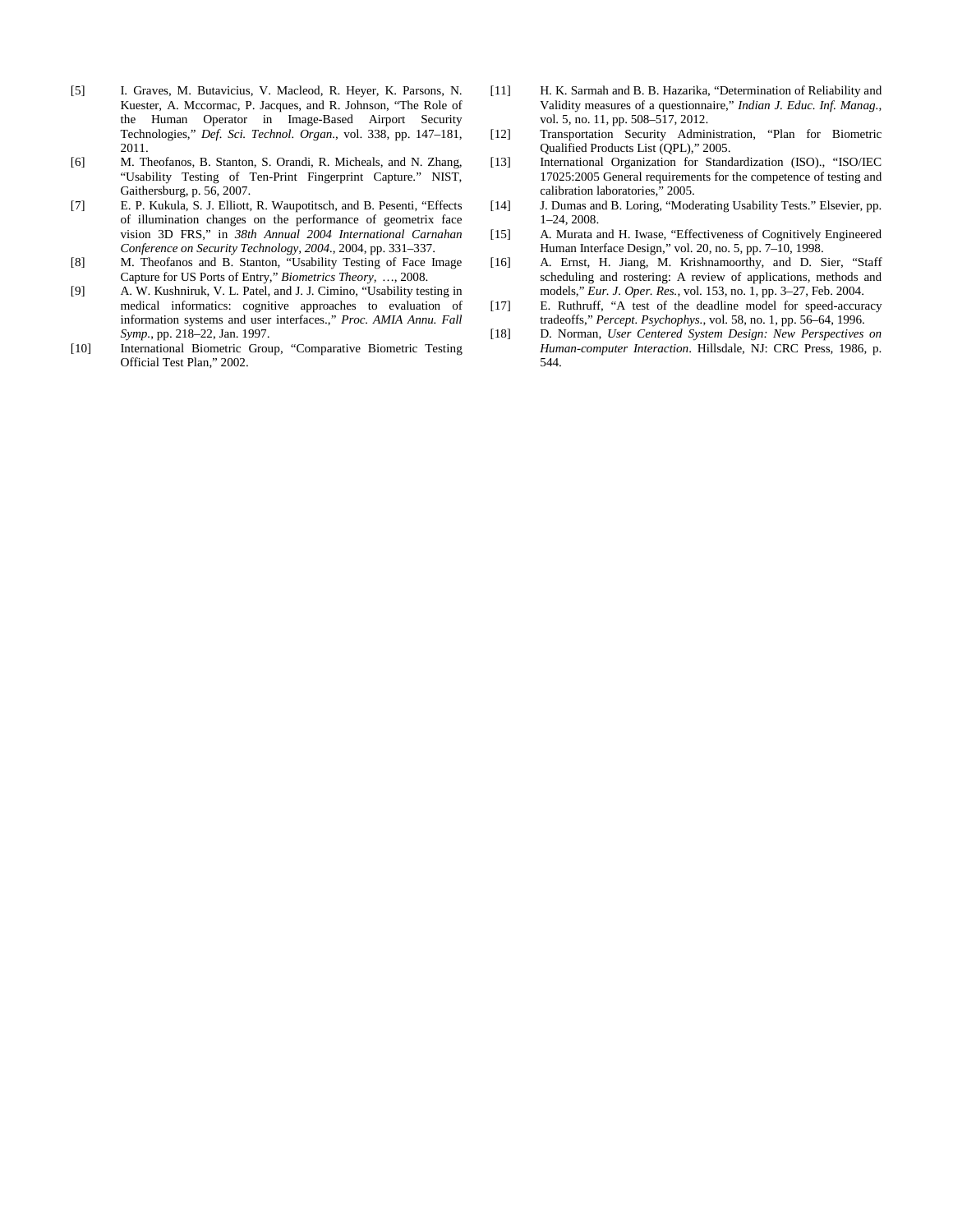[5] I. Graves, M. Butavicius, V. Macleod, R. Heyer, K. Parsons, N. Kuester, A. Mccormac, P. Jacques, and R. Johnson, "The Role of the Human Operator in Image-Based Airport Security Technologies," *Def. Sci. Technol. Organ.*, vol. 338, pp. 147–181, 2011.

[6] M. Theofanos, B. Stanton, S. Orandi, R. Micheals, and N. Zhang, "Usability Testing of Ten-Print Fingerprint Capture." NIST, Gaithersburg, p. 56, 2007.

[7] E. P. Kukula, S. J. Elliott, R. Waupotitsch, and B. Pesenti, "Effects of illumination changes on the performance of geometrix face vision 3D FRS," in *38th Annual 2004 International Carnahan Conference on Security Technology, 2004.*, 2004, pp. 331–337.

[8] M. Theofanos and B. Stanton, "Usability Testing of Face Image Capture for US Ports of Entry," *Biometrics Theory, …*, 2008.

[9] A. W. Kushniruk, V. L. Patel, and J. J. Cimino, "Usability testing in medical informatics: cognitive approaches to evaluation of information systems and user interfaces.," *Proc. AMIA Annu. Fall Symp.*, pp. 218–22, Jan. 1997.

[10] International Biometric Group, "Comparative Biometric Testing Official Test Plan," 2002.

[11] H. K. Sarmah and B. B. Hazarika, "Determination of Reliability and Validity measures of a questionnaire," *Indian J. Educ. Inf. Manag.*, vol. 5, no. 11, pp. 508–517, 2012.

[12] Transportation Security Administration, "Plan for Biometric Qualified Products List (QPL)," 2005.

[13] International Organization for Standardization (ISO)., "ISO/IEC 17025:2005 General requirements for the competence of testing and calibration laboratories," 2005.

[14] J. Dumas and B. Loring, "Moderating Usability Tests." Elsevier, pp. 1–24, 2008.

[15] A. Murata and H. Iwase, "Effectiveness of Cognitively Engineered Human Interface Design," vol. 20, no. 5, pp. 7–10, 1998.

[16] A. Ernst, H. Jiang, M. Krishnamoorthy, and D. Sier, "Staff scheduling and rostering: A review of applications, methods and models," *Eur. J. Oper. Res.*, vol. 153, no. 1, pp. 3–27, Feb. 2004.

[17] E. Ruthruff, "A test of the deadline model for speed-accuracy tradeoffs," *Percept. Psychophys.*, vol. 58, no. 1, pp. 56–64, 1996.

[18] D. Norman, *User Centered System Design: New Perspectives on Human-computer Interaction*. Hillsdale, NJ: CRC Press, 1986, p. 544.